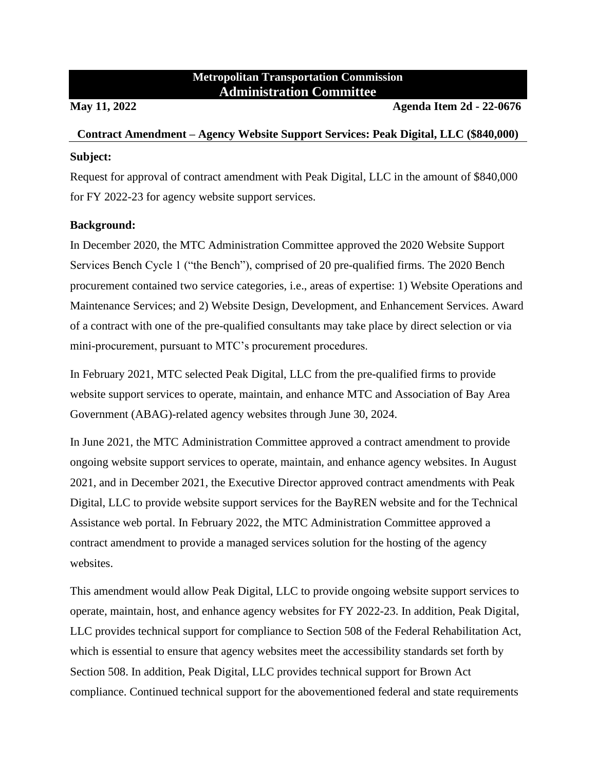**Metropolitan Transportation Commission**
## Administration Committee

**May 11, 2022** **Agenda Item 2d - 22-0676**

### Contract Amendment – Agency Website Support Services: Peak Digital, LLC ($840,000)

**Subject:**

Request for approval of contract amendment with Peak Digital, LLC in the amount of $840,000 for FY 2022-23 for agency website support services.

**Background:**

In December 2020, the MTC Administration Committee approved the 2020 Website Support Services Bench Cycle 1 ("the Bench"), comprised of 20 pre-qualified firms. The 2020 Bench procurement contained two service categories, i.e., areas of expertise: 1) Website Operations and Maintenance Services; and 2) Website Design, Development, and Enhancement Services. Award of a contract with one of the pre-qualified consultants may take place by direct selection or via mini-procurement, pursuant to MTC's procurement procedures.

In February 2021, MTC selected Peak Digital, LLC from the pre-qualified firms to provide website support services to operate, maintain, and enhance MTC and Association of Bay Area Government (ABAG)-related agency websites through June 30, 2024.

In June 2021, the MTC Administration Committee approved a contract amendment to provide ongoing website support services to operate, maintain, and enhance agency websites. In August 2021, and in December 2021, the Executive Director approved contract amendments with Peak Digital, LLC to provide website support services for the BayREN website and for the Technical Assistance web portal. In February 2022, the MTC Administration Committee approved a contract amendment to provide a managed services solution for the hosting of the agency websites.

This amendment would allow Peak Digital, LLC to provide ongoing website support services to operate, maintain, host, and enhance agency websites for FY 2022-23. In addition, Peak Digital, LLC provides technical support for compliance to Section 508 of the Federal Rehabilitation Act, which is essential to ensure that agency websites meet the accessibility standards set forth by Section 508. In addition, Peak Digital, LLC provides technical support for Brown Act compliance. Continued technical support for the abovementioned federal and state requirements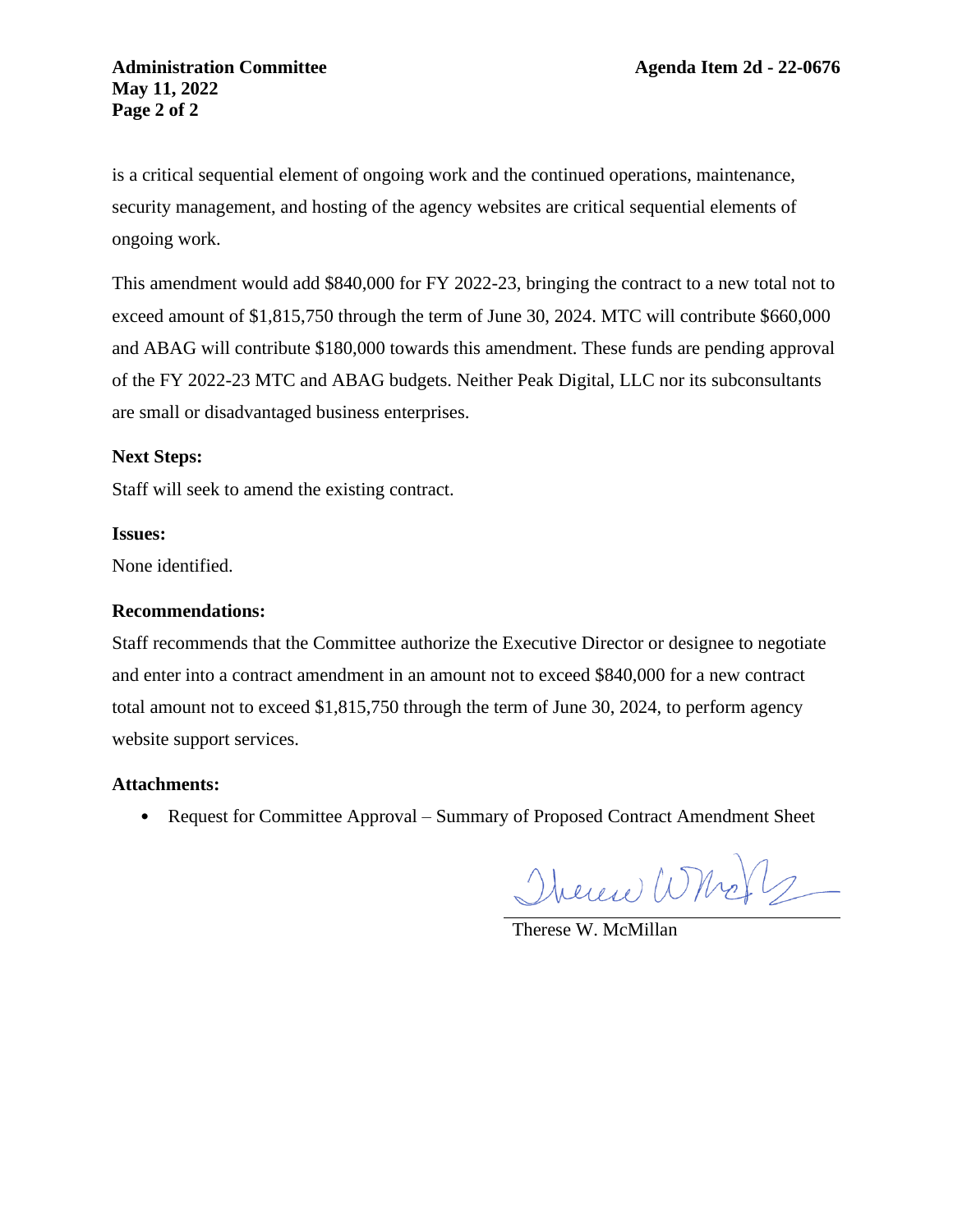is a critical sequential element of ongoing work and the continued operations, maintenance, security management, and hosting of the agency websites are critical sequential elements of ongoing work.

This amendment would add $840,000 for FY 2022-23, bringing the contract to a new total not to exceed amount of $1,815,750 through the term of June 30, 2024. MTC will contribute $660,000 and ABAG will contribute $180,000 towards this amendment. These funds are pending approval of the FY 2022-23 MTC and ABAG budgets. Neither Peak Digital, LLC nor its subconsultants are small or disadvantaged business enterprises.

**Next Steps:**

Staff will seek to amend the existing contract.

**Issues:**

None identified.

**Recommendations:**

Staff recommends that the Committee authorize the Executive Director or designee to negotiate and enter into a contract amendment in an amount not to exceed $840,000 for a new contract total amount not to exceed $1,815,750 through the term of June 30, 2024, to perform agency website support services.

**Attachments:**

- Request for Committee Approval – Summary of Proposed Contract Amendment Sheet

Therese W. McMillan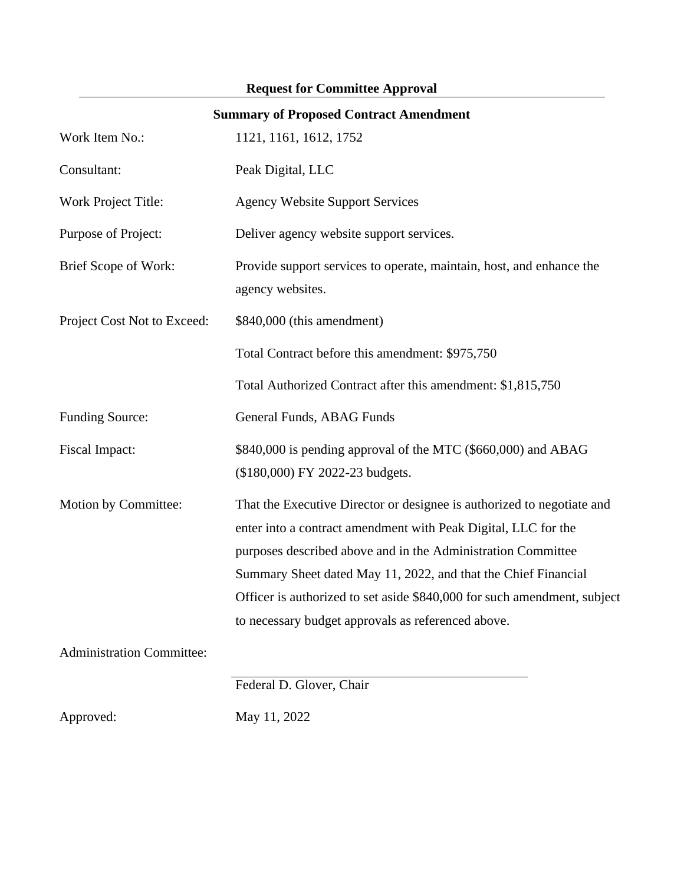**Request for Committee Approval**

**Summary of Proposed Contract Amendment**

| | |
|---|---|
| Work Item No.: | 1121, 1161, 1612, 1752 |
| Consultant: | Peak Digital, LLC |
| Work Project Title: | Agency Website Support Services |
| Purpose of Project: | Deliver agency website support services. |
| Brief Scope of Work: | Provide support services to operate, maintain, host, and enhance the agency websites. |
| Project Cost Not to Exceed: | $840,000 (this amendment) |
| | Total Contract before this amendment: $975,750 |
| | Total Authorized Contract after this amendment: $1,815,750 |
| Funding Source: | General Funds, ABAG Funds |
| Fiscal Impact: | $840,000 is pending approval of the MTC ($660,000) and ABAG ($180,000) FY 2022-23 budgets. |
| Motion by Committee: | That the Executive Director or designee is authorized to negotiate and enter into a contract amendment with Peak Digital, LLC for the purposes described above and in the Administration Committee Summary Sheet dated May 11, 2022, and that the Chief Financial Officer is authorized to set aside $840,000 for such amendment, subject to necessary budget approvals as referenced above. |
| Administration Committee: | |
| | _______________________________ Federal D. Glover, Chair |
| Approved: | May 11, 2022 |